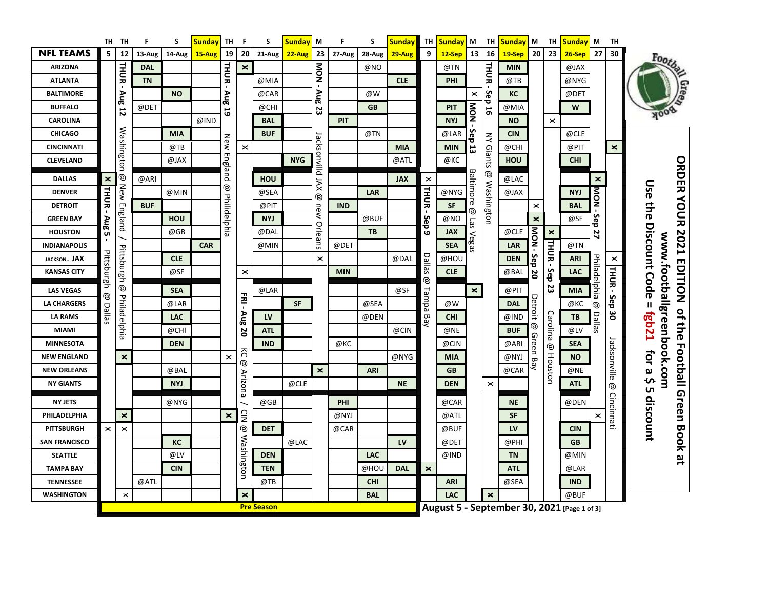| | TH | TH | F | S | Sunday | TH | F | S | Sunday | M | F | S | Sunday | TH | Sunday | M | TH | Sunday | M | TH | Sunday | M | TH |
|---|---|---|---|---|---|---|---|---|---|---|---|---|---|---|---|---|---|---|---|---|---|---|---|
| **NFL TEAMS** | 5 | 12 | 13-Aug | 14-Aug | 15-Aug | 19 | 20 | 21-Aug | 22-Aug | 23 | 27-Aug | 28-Aug | 29-Aug | 9 | 12-Sep | 13 | 16 | 19-Sep | 20 | 23 | 26-Sep | 27 | 30 |
| **ARIZONA** | | | DAL | | | | x | | | | | @NO | | | @TN | | | MIN | | | @JAX | | |
| **ATLANTA** | | | TN | | | | | @MIA | | | | | CLE | | PHI | | | @TB | | | @NYG | | |
| **BALTIMORE** | | | | NO | | | | @CAR | | | | @W | | | | x | | KC | | | @DET | | |
| **BUFFALO** | | | @DET | | | | | @CHI | | | | GB | | | PIT | | | @MIA | | | W | | |
| **CAROLINA** | | | | | @IND | | | BAL | | | PIT | | | | NYJ | | | NO | | x | | | |
| **CHICAGO** | | | | MIA | | | | BUF | | | | @TN | | | @LAR | | | CIN | | | @CLE | | |
| **CINCINNATI** | | | | @TB | | | x | | | | | | MIA | | MIN | | | @CHI | | | @PIT | | x |
| **CLEVELAND** | | | | @JAX | | | | | NYG | | | | @ATL | | @KC | | | HOU | | | CHI | | |
| **DALLAS** | x | | @ARI | | | | | HOU | | | | | JAX | x | | | | @LAC | | | | x | |
| **DENVER** | | | | @MIN | | | | @SEA | | | | LAR | | | @NYG | | | @JAX | | | NYJ | | |
| **DETROIT** | | | BUF | | | | | @PIT | | | IND | | | | SF | | | | x | | BAL | | |
| **GREEN BAY** | | | | HOU | | | | NYJ | | | | @BUF | | | @NO | | | | x | | @SF | | |
| **HOUSTON** | | | | @GB | | | | @DAL | | | | TB | | | JAX | | | @CLE | | x | | | |
| **INDIANAPOLIS** | | | | | CAR | | | @MIN | | | @DET | | | | SEA | | | LAR | | | @TN | | |
| **JACKSON.. JAX** | | | | CLE | | | | | | x | | | @DAL | | @HOU | | | DEN | | | ARI | | x |
| **KANSAS CITY** | | | | @SF | | | x | | | | MIN | | | | CLE | | | @BAL | | | LAC | | |
| **LAS VEGAS** | | | | SEA | | | | @LAR | | | | | @SF | | | x | | @PIT | | | MIA | | |
| **LA CHARGERS** | | | | @LAR | | | | | SF | | | @SEA | | | @W | | | DAL | | | @KC | | |
| **LA RAMS** | | | | LAC | | | | LV | | | | @DEN | | | CHI | | | @IND | | | TB | | |
| **MIAMI** | | | | @CHI | | | | ATL | | | | | @CIN | | @NE | | | BUF | | | @LV | | |
| **MINNESOTA** | | | | DEN | | | | IND | | | @KC | | | | @CIN | | | @ARI | | | SEA | | |
| **NEW ENGLAND** | | x | | | | x | | | | | | | @NYG | | MIA | | | @NYJ | | | NO | | |
| **NEW ORLEANS** | | | | @BAL | | | | | | x | | ARI | | | GB | | | @CAR | | | @NE | | |
| **NY GIANTS** | | | | NYJ | | | | | @CLE | | | | NE | | DEN | | x | | | | ATL | | |
| **NY JETS** | | | | @NYG | | | | @GB | | | PHI | | | | @CAR | | | NE | | | @DEN | | |
| **PHILADELPHIA** | | x | | | | x | | | | | @NYJ | | | | @ATL | | | SF | | | | x | |
| **PITTSBURGH** | x | x | | | | | | DET | | | @CAR | | | | @BUF | | | LV | | | CIN | | |
| **SAN FRANCISCO** | | | | KC | | | | | @LAC | | | | LV | | @DET | | | @PHI | | | GB | | |
| **SEATTLE** | | | | @LV | | | | DEN | | | | LAC | | | @IND | | | TN | | | @MIN | | |
| **TAMPA BAY** | | | | CIN | | | | TEN | | | | @HOU | DAL | x | | | | ATL | | | @LAR | | |
| **TENNESSEE** | | | @ATL | | | | | @TB | | | | CHI | | | ARI | | | @SEA | | | IND | | |
| **WASHINGTON** | | x | | | | | x | | | | | BAL | | | LAC | | x | | | | @BUF | | |

Column notes:
- THUR - Aug 5 - Pittsburgh @ Dallas
- THUR - Aug 12 Washington @ New England / Pittsburgh @ Philadelphia
- THUR - Aug 19 New England @ Philiidelphia
- FRI - Aug 20 KC @ Arizona / CIN @ Washington
- MON - Aug 23 Jacksonvilld JAX @ new Orleans
- THUR - Sep 9 Dallas @ Tampa Bay
- MON - Sep 13 Baltimore @ Las Vegas
- THUR - Sep 16 NY Giants @ Washington
- MON - Sep 20 Detroit @ Green Bay
- THUR - Sep 23 Carolina @ Houston
- MON - Sep 27 Philadelphia @ Dallas
- THUR - Sep 30 Jacksonville @ Cincinnati

**Pre Season**

**August 5 - September 30, 2021** [Page 1 of 3]

**ORDER YOUR 2021 EDITION of the Football Green Book at www.footballgreenbook.com**

**Use the Discount Code = fgb21 for a $5 discount**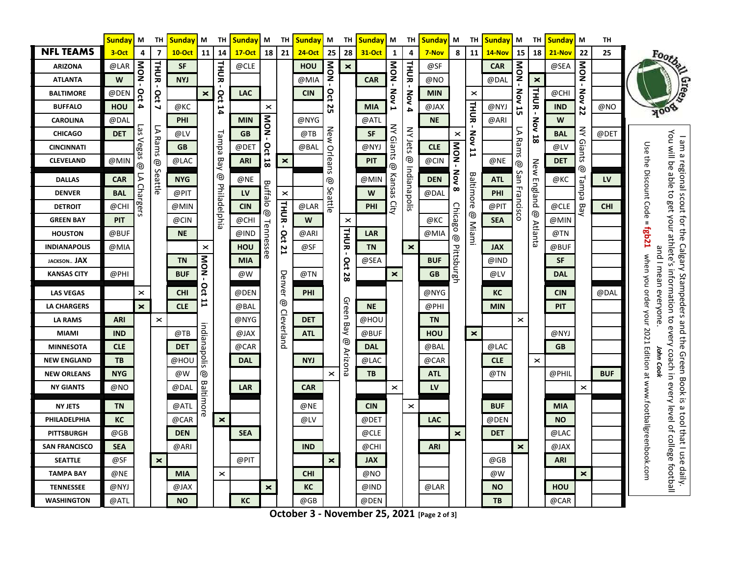**Football Green Book**

| NFL TEAMS | Sunday 3-Oct | M 4 | TH 7 | Sunday 10-Oct | M 11 | TH 14 | Sunday 17-Oct | M 18 | TH 21 | Sunday 24-Oct | M 25 | TH 28 | Sunday 31-Oct | M 1 | TH 4 | Sunday 7-Nov | M 8 | TH 11 | Sunday 14-Nov | M 15 | TH 18 | Sunday 21-Nov | M 22 | TH 25 |
|---|---|---|---|---|---|---|---|---|---|---|---|---|---|---|---|---|---|---|---|---|---|---|---|---|
| ARIZONA | @LAR | | | SF | | | @CLE | | | HOU | | x | | | | @SF | | | CAR | | | @SEA | | |
| ATLANTA | W | | | NYJ | | | | | | @MIA | | | CAR | | | @NO | | | @DAL | | x | | | |
| BALTIMORE | @DEN | | | | x | | LAC | | | CIN | | | | | | MIN | | x | | | | @CHI | | |
| BUFFALO | HOU | | | @KC | | | | x | | | | | MIA | | | @JAX | | | @NYJ | | | IND | | @NO |
| CAROLINA | @DAL | | | PHI | | | MIN | | | @NYG | | | @ATL | | | NE | | | @ARI | | | W | | |
| CHICAGO | DET | | | @LV | | | GB | | | @TB | | | SF | | | | x | | | | | BAL | | @DET |
| CINCINNATI | | | | GB | | | @DET | | | @BAL | | | @NYJ | | | CLE | | | | | | @LV | | |
| CLEVELAND | @MIN | | | @LAC | | | ARI | | x | | | | PIT | | | @CIN | | | @NE | | | DET | | |
| DALLAS | CAR | | | NYG | | | @NE | | | | | | @MIN | | | DEN | | | ATL | | | @KC | | LV |
| DENVER | BAL | | | @PIT | | | LV | | x | | | | W | | | @DAL | | | PHI | | | | | |
| DETROIT | @CHI | | | @MIN | | | CIN | | | @LAR | | | PHI | | | | | | @PIT | | | @CLE | | CHI |
| GREEN BAY | PIT | | | @CIN | | | @CHI | | | W | | x | | | | @KC | | | SEA | | | @MIN | | |
| HOUSTON | @BUF | | | NE | | | @IND | | | @ARI | | | LAR | | | @MIA | | | | | | @TN | | |
| INDIANAPOLIS | @MIA | | | | x | | HOU | | | @SF | | | TN | | x | | | | JAX | | | @BUF | | |
| JACKSON.. JAX | | | | TN | | | MIA | | | | | | @SEA | | | BUF | | | @IND | | | SF | | |
| KANSAS CITY | @PHI | | | BUF | | | @W | | | @TN | | | | x | | GB | | | @LV | | | DAL | | |
| LAS VEGAS | | x | | CHI | | | @DEN | | | PHI | | | | | | @NYG | | | KC | | | CIN | | @DAL |
| LA CHARGERS | | x | | CLE | | | @BAL | | | | | | NE | | | @PHI | | | MIN | | | PIT | | |
| LA RAMS | ARI | | x | | | | @NYG | | | DET | | | @HOU | | | TN | | | | x | | | | |
| MIAMI | IND | | | @TB | | | @JAX | | | ATL | | | @BUF | | | HOU | | x | | | | @NYJ | | |
| MINNESOTA | CLE | | | DET | | | @CAR | | | | | | DAL | | | @BAL | | | @LAC | | | GB | | |
| NEW ENGLAND | TB | | | @HOU | | | DAL | | | NYJ | | | @LAC | | | @CAR | | | CLE | | x | | | |
| NEW ORLEANS | NYG | | | @W | | | | | | | x | | TB | | | ATL | | | @TN | | | @PHIL | | BUF |
| NY GIANTS | @NO | | | @DAL | | | LAR | | | CAR | | | | x | | LV | | | | | | | x | |
| NY JETS | TN | | | @ATL | | | | | | @NE | | | CIN | | x | | | | BUF | | | MIA | | |
| PHILADELPHIA | KC | | | @CAR | | x | | | | @LV | | | @DET | | | LAC | | | @DEN | | | NO | | |
| PITTSBURGH | @GB | | | DEN | | | SEA | | | | | | @CLE | | | | x | | DET | | | @LAC | | |
| SAN FRANCISCO | SEA | | | @ARI | | | | | | IND | | | @CHI | | | ARI | | | | x | | @JAX | | |
| SEATTLE | @SF | | x | | | | @PIT | | | | x | | JAX | | | | | | @GB | | | ARI | | |
| TAMPA BAY | @NE | | | MIA | | x | | | | CHI | | | @NO | | | | | | @W | | | | x | |
| TENNESSEE | @NYJ | | | @JAX | | | | x | | KC | | | @IND | | | @LAR | | | NO | | | HOU | | |
| WASHINGTON | @ATL | | | NO | | | KC | | | @GB | | | @DEN | | | | | | TB | | | @CAR | | |

- MON - Oct 4: Las Vegas @ LA Chargers
- THUR - Oct 7: LA Rams @ Seattle
- MON - Oct 11: Indianapolis @ Baltimore
- THUR - Oct 14: Tampa Bay @ Philadelphia
- MON - Oct 18: Buffalo @ Tennessee
- THUR - Oct 21: Denver @ Cleverland
- MON - Oct 25: New Orleans @ Seattle
- THUR - Oct 28: Green Bay @ Arizona
- MON - Nov 1: NY Giants @ Kansas City
- THUR - Nov 4: NY Jets @ Indianapolis
- MON - Nov 8: Chicago @ Pittsburgh
- THUR - Nov 11: Baltimore @ Miami
- MON - Nov 15: LA Rams @ San Francisco
- THUR - Nov 18: New England @ Atlanta
- MON - Nov 22: NY Giants @ Tampa Bay

**October 3 - November 25, 2021**

I am a regional scout for the Calgary Stampeders and the Green Book is a tool that I use daily. You will be able to get your athlete's information to every coach in every level of college football and I mean everyone. *John Cook*

Use the Discount Code = **fgb21** when you order your 2021 Edition at www.footballgreenbook.com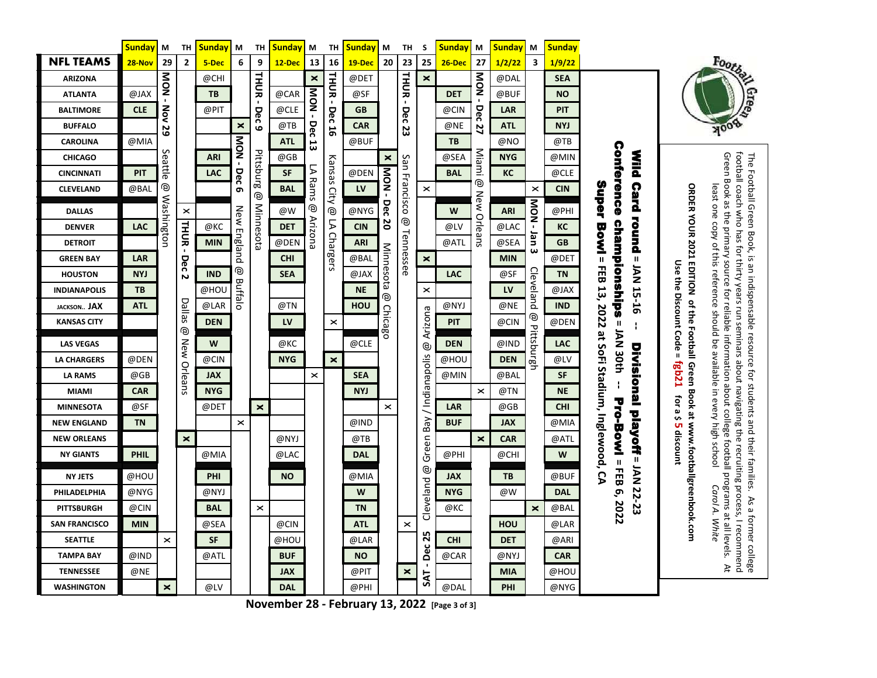| NFL TEAMS | Sunday 28-Nov | M 29 | TH 2 | Sunday 5-Dec | M 6 | TH 9 | Sunday 12-Dec | M 13 | TH 16 | Sunday 19-Dec | M 20 | TH 23 | S 25 | Sunday 26-Dec | M 27 | Sunday 1/2/22 | M 3 | Sunday 1/9/22 |
|---|---|---|---|---|---|---|---|---|---|---|---|---|---|---|---|---|---|---|
| ARIZONA | | | | @CHI | | | | x | | @DET | | | x | | | @DAL | | SEA |
| ATLANTA | @JAX | | | TB | | | @CAR | | | @SF | | | | DET | | @BUF | | NO |
| BALTIMORE | CLE | | | @PIT | | | @CLE | | | GB | | | | @CIN | | LAR | | PIT |
| BUFFALO | | | | | x | | @TB | | | CAR | | | | @NE | | ATL | | NYJ |
| CAROLINA | @MIA | | | | | | ATL | | | @BUF | | | | TB | | @NO | | @TB |
| CHICAGO | | | | ARI | | | @GB | | | | x | | | @SEA | | NYG | | @MIN |
| CINCINNATI | PIT | | | LAC | | | SF | | | @DEN | | | | BAL | | KC | | @CLE |
| CLEVELAND | @BAL | | | | | | BAL | | | LV | | | x | | | | x | CIN |
| DALLAS | | | x | | | | @W | | | @NYG | | | | W | | ARI | | @PHI |
| DENVER | LAC | | | @KC | | | DET | | | CIN | | | | @LV | | @LAC | | KC |
| DETROIT | | | | MIN | | | @DEN | | | ARI | | | | @ATL | | @SEA | | GB |
| GREEN BAY | LAR | | | | | | CHI | | | @BAL | | | x | | | MIN | | @DET |
| HOUSTON | NYJ | | | IND | | | SEA | | | @JAX | | | | LAC | | @SF | | TN |
| INDIANAPOLIS | TB | | | @HOU | | | | | | NE | | | x | | | LV | | @JAX |
| JACKSON.. JAX | ATL | | | @LAR | | | @TN | | | HOU | | | | @NYJ | | @NE | | IND |
| KANSAS CITY | | | | DEN | | | LV | | x | | | | | PIT | | @CIN | | @DEN |
| LAS VEGAS | | | | W | | | @KC | | | @CLE | | | | DEN | | @IND | | LAC |
| LA CHARGERS | @DEN | | | @CIN | | | NYG | | x | | | | | @HOU | | DEN | | @LV |
| LA RAMS | @GB | | | JAX | | | | x | | SEA | | | | @MIN | | @BAL | | SF |
| MIAMI | CAR | | | NYG | | | | | | NYJ | | | | | x | @TN | | NE |
| MINNESOTA | @SF | | | @DET | | x | | | | | x | | | LAR | | @GB | | CHI |
| NEW ENGLAND | TN | | | | x | | | | | @IND | | | | BUF | | JAX | | @MIA |
| NEW ORLEANS | | | x | | | | @NYJ | | | @TB | | | | | x | CAR | | @ATL |
| NY GIANTS | PHIL | | | @MIA | | | @LAC | | | DAL | | | | @PHI | | @CHI | | W |
| NY JETS | @HOU | | | PHI | | | NO | | | @MIA | | | | JAX | | TB | | @BUF |
| PHILADELPHIA | @NYG | | | @NYJ | | | | | | W | | | | NYG | | @W | | DAL |
| PITTSBURGH | @CIN | | | BAL | | x | | | | TN | | | | @KC | | | x | @BAL |
| SAN FRANCISCO | MIN | | | @SEA | | | @CIN | | | ATL | | x | | | | HOU | | @LAR |
| SEATTLE | | x | | SF | | | @HOU | | | @LAR | | | | CHI | | DET | | @ARI |
| TAMPA BAY | @IND | | | @ATL | | | BUF | | | NO | | | | @CAR | | @NYJ | | CAR |
| TENNESSEE | @NE | | | | | | JAX | | | @PIT | | x | | | | MIA | | @HOU |
| WASHINGTON | | x | | @LV | | | DAL | | | @PHI | | | | @DAL | | PHI | | @NYG |

MON - Nov 29 Seattle @ Washington

THUR - Dec 2 Dallas @ New Orleans

MON - Dec 6 New England @ Buffalo

THUR - Dec 9 Pittsburg @ Minnesota

MON - Dec 13 LA Rams @ Arizona

THUR - Dec 16 Kansas City @ LA Chargers

MON - Dec 20 Minnesota @ Chicago

THUR - Dec 23 San Francisco @ Tennessee

SAT - Dec 25 Cleveland @ Green Bay / Indianapolis @ Arizona

MON - Dec 27 Miami @ New Orleans

MON - Jan 3 Cleveland @ Pittsburgh

November 28 - February 13, 2022

**Wild Card round = JAN 15-16 -- Divisional playoff = JAN 22-23**

**Conference championships = JAN 30th -- Pro-Bowl = FEB 6, 2022**

**Super Bowl = FEB 13, 2022 at SoFi Stadium, Inglewood, CA**

The Football Green Book, is an indispensable resource for students and their families. As a former college football coach who has for thirty years run seminars about navigating the recruiting process, I recommend Green Book as the primary source for reliable information about college football programs at all levels. At least one copy of this reference should be available in every high school *Carol A. White*

**ORDER YOUR 2021 EDITION of the Football Green Book at www.footballgreenbook.com**

**Use the Discount Code = fgb21 for a $ 5 discount**